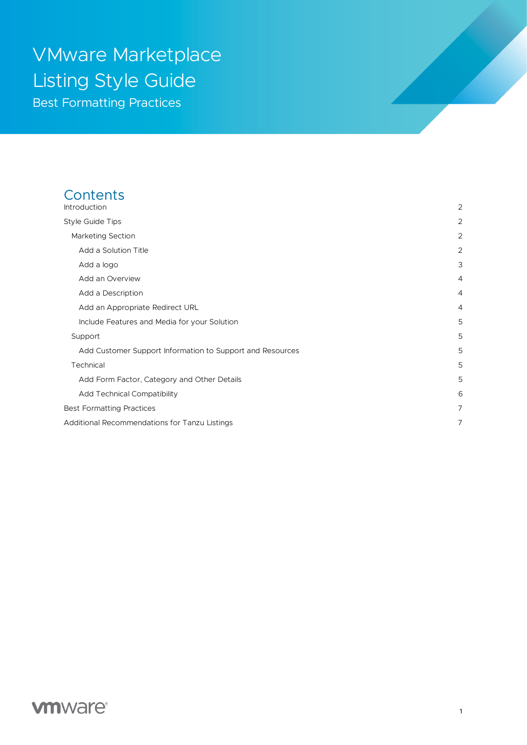# VMware Marketplace Listing Style Guide

## Best Formatting Practices

## Contents

- Introduction 2
- Style Guide Tips 2
  - Marketing Section 2
    - Add a Solution Title 2
    - Add a logo 3
    - Add an Overview 4
    - Add a Description 4
    - Add an Appropriate Redirect URL 4
    - Include Features and Media for your Solution 5
  - Support 5
    - Add Customer Support Information to Support and Resources 5
  - Technical 5
    - Add Form Factor, Category and Other Details 5
    - Add Technical Compatibility 6
- Best Formatting Practices 7
- Additional Recommendations for Tanzu Listings 7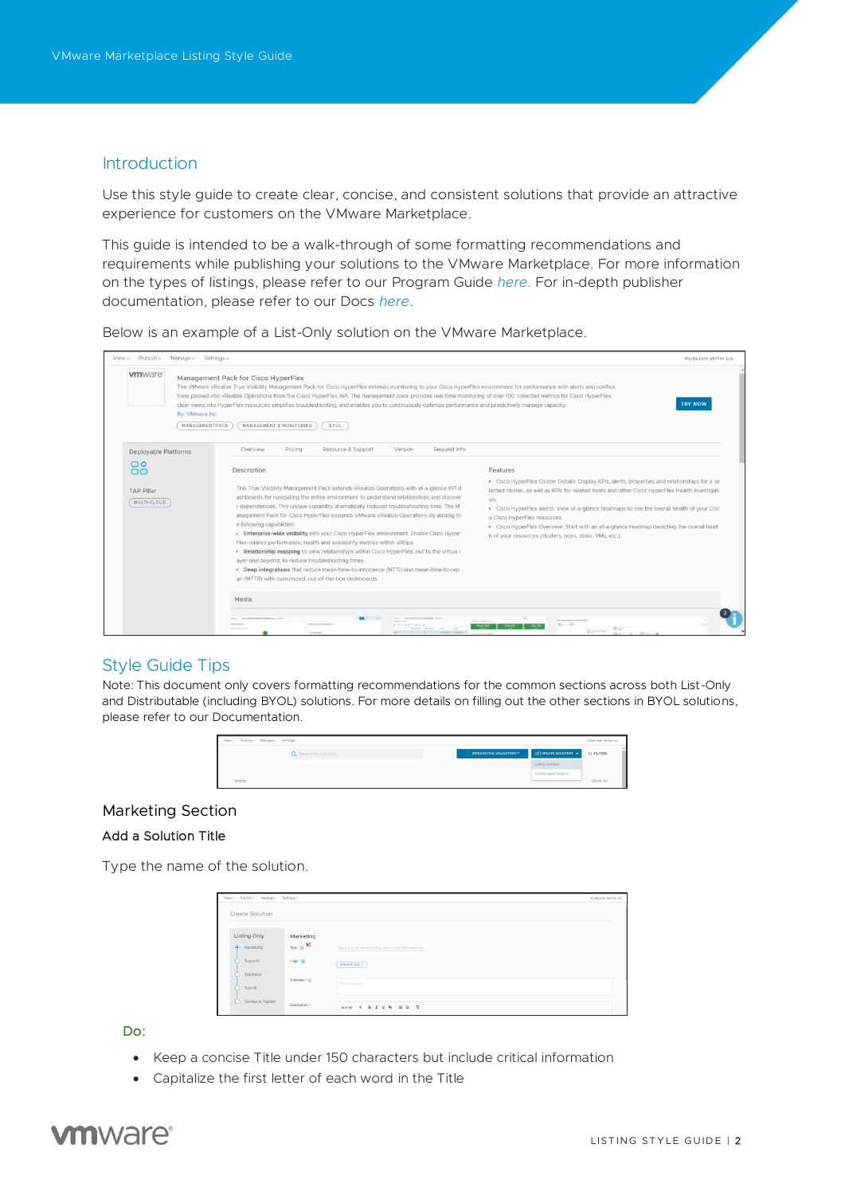## Introduction

Use this style guide to create clear, concise, and consistent solutions that provide an attractive experience for customers on the VMware Marketplace.

This guide is intended to be a walk-through of some formatting recommendations and requirements while publishing your solutions to the VMware Marketplace. For more information on the types of listings, please refer to our Program Guide *here*. For in-depth publisher documentation, please refer to our Docs *here*.

Below is an example of a List-Only solution on the VMware Marketplace.

## Style Guide Tips

Note: This document only covers formatting recommendations for the common sections across both List-Only and Distributable (including BYOL) solutions. For more details on filling out the other sections in BYOL solutions, please refer to our Documentation.

### Marketing Section

#### Add a Solution Title

Type the name of the solution.

Do:

- Keep a concise Title under 150 characters but include critical information
- Capitalize the first letter of each word in the Title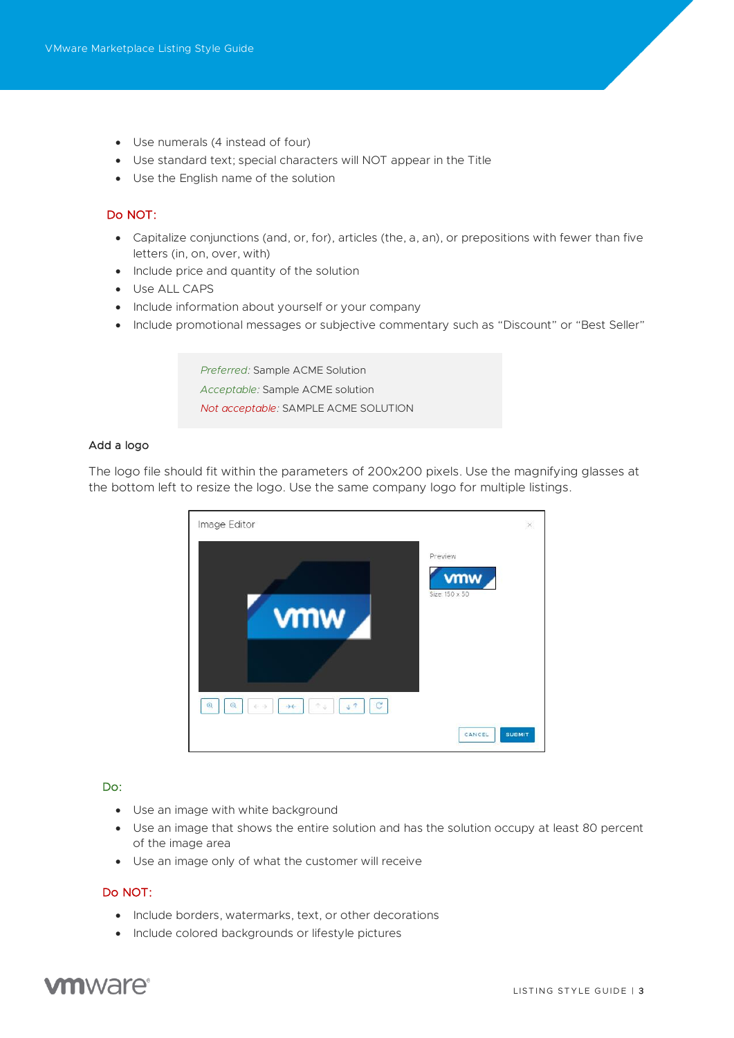- Use numerals (4 instead of four)
- Use standard text; special characters will NOT appear in the Title
- Use the English name of the solution

Do NOT:

- Capitalize conjunctions (and, or, for), articles (the, a, an), or prepositions with fewer than five letters (in, on, over, with)
- Include price and quantity of the solution
- Use ALL CAPS
- Include information about yourself or your company
- Include promotional messages or subjective commentary such as "Discount" or "Best Seller"

> *Preferred:* Sample ACME Solution
>
> *Acceptable:* Sample ACME solution
>
> *Not acceptable:* SAMPLE ACME SOLUTION

### Add a logo

The logo file should fit within the parameters of 200x200 pixels. Use the magnifying glasses at the bottom left to resize the logo. Use the same company logo for multiple listings.

Do:

- Use an image with white background
- Use an image that shows the entire solution and has the solution occupy at least 80 percent of the image area
- Use an image only of what the customer will receive

Do NOT:

- Include borders, watermarks, text, or other decorations
- Include colored backgrounds or lifestyle pictures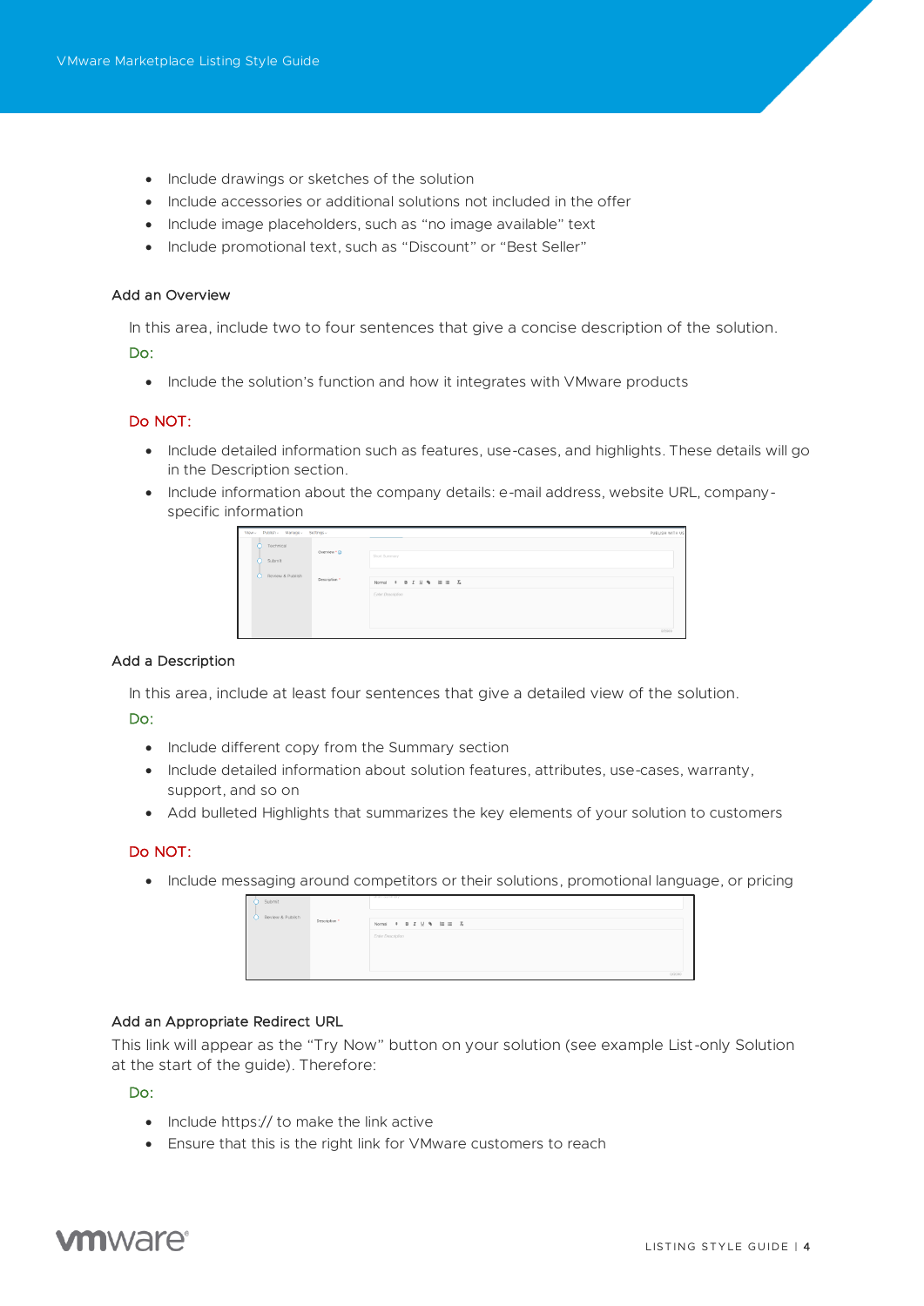- Include drawings or sketches of the solution
- Include accessories or additional solutions not included in the offer
- Include image placeholders, such as "no image available" text
- Include promotional text, such as "Discount" or "Best Seller"

### Add an Overview

In this area, include two to four sentences that give a concise description of the solution.

Do:

- Include the solution's function and how it integrates with VMware products

Do NOT:

- Include detailed information such as features, use-cases, and highlights. These details will go in the Description section.
- Include information about the company details: e-mail address, website URL, company-specific information

### Add a Description

In this area, include at least four sentences that give a detailed view of the solution.

Do:

- Include different copy from the Summary section
- Include detailed information about solution features, attributes, use-cases, warranty, support, and so on
- Add bulleted Highlights that summarizes the key elements of your solution to customers

Do NOT:

- Include messaging around competitors or their solutions, promotional language, or pricing

### Add an Appropriate Redirect URL

This link will appear as the "Try Now" button on your solution (see example List-only Solution at the start of the guide). Therefore:

Do:

- Include https:// to make the link active
- Ensure that this is the right link for VMware customers to reach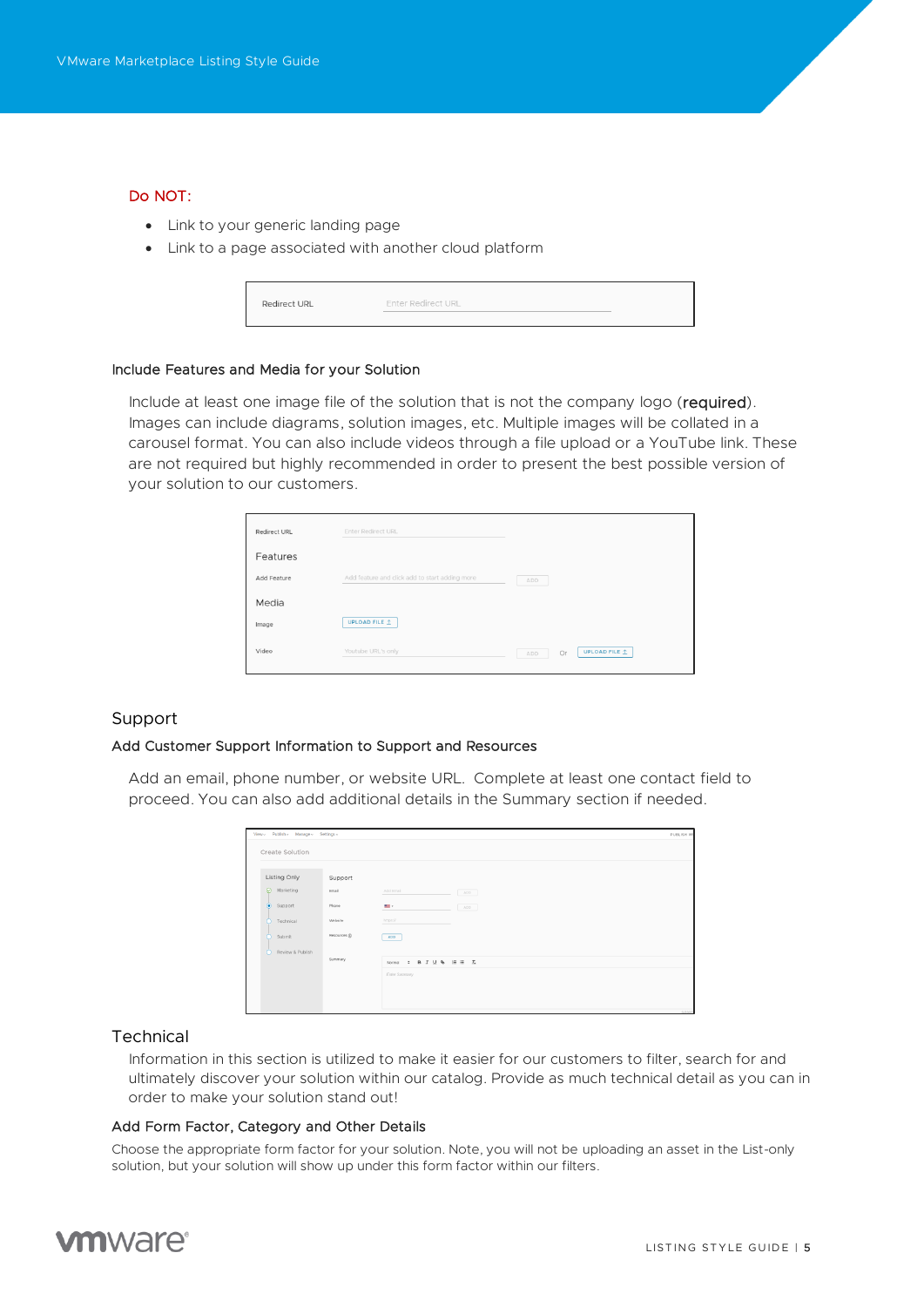Do NOT:

- Link to your generic landing page
- Link to a page associated with another cloud platform

### Include Features and Media for your Solution

Include at least one image file of the solution that is not the company logo (**required**). Images can include diagrams, solution images, etc. Multiple images will be collated in a carousel format. You can also include videos through a file upload or a YouTube link. These are not required but highly recommended in order to present the best possible version of your solution to our customers.

## Support

### Add Customer Support Information to Support and Resources

Add an email, phone number, or website URL. Complete at least one contact field to proceed. You can also add additional details in the Summary section if needed.

## Technical

Information in this section is utilized to make it easier for our customers to filter, search for and ultimately discover your solution within our catalog. Provide as much technical detail as you can in order to make your solution stand out!

### Add Form Factor, Category and Other Details

Choose the appropriate form factor for your solution. Note, you will not be uploading an asset in the List-only solution, but your solution will show up under this form factor within our filters.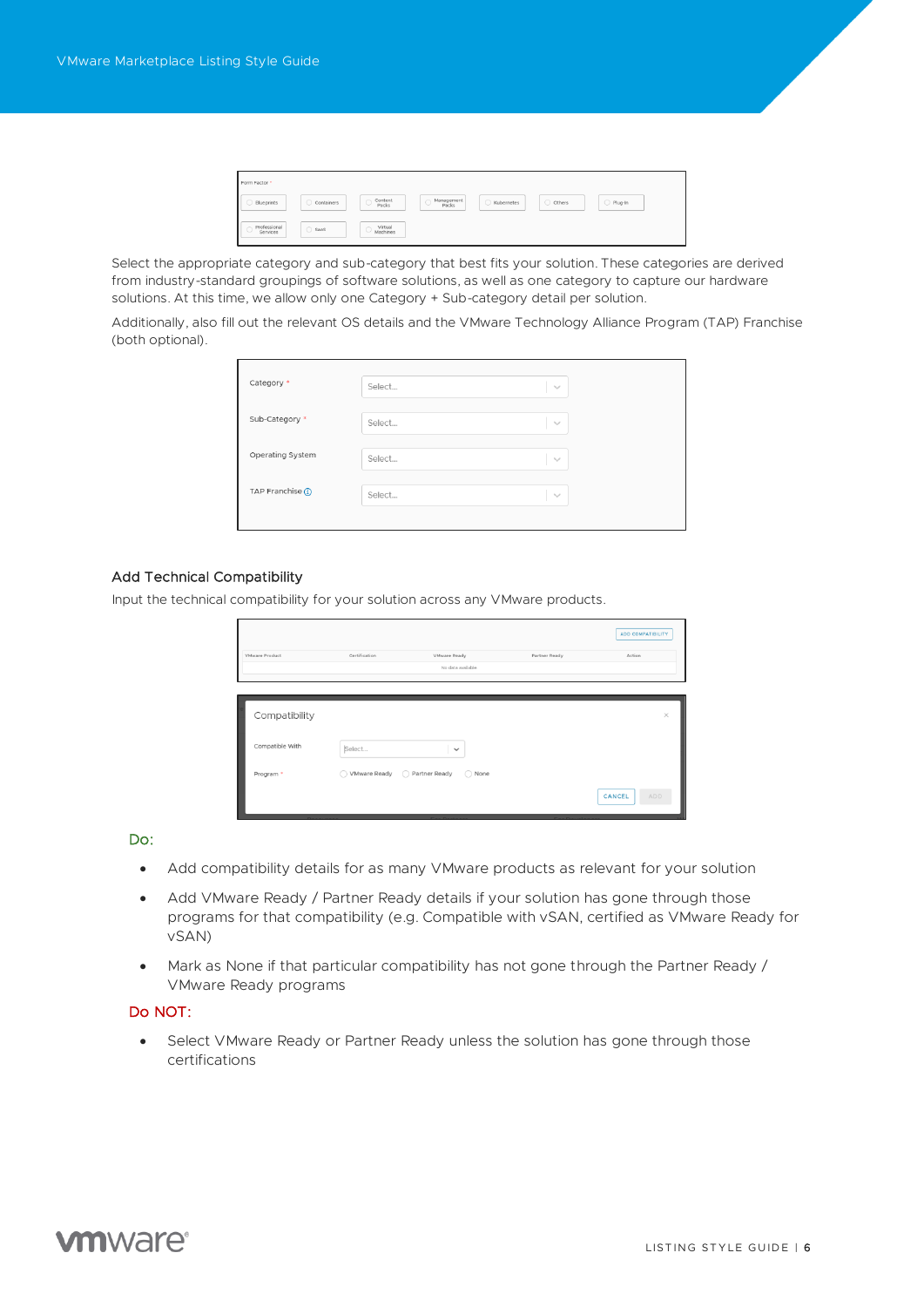Select the appropriate category and sub-category that best fits your solution. These categories are derived from industry-standard groupings of software solutions, as well as one category to capture our hardware solutions. At this time, we allow only one Category + Sub-category detail per solution.

Additionally, also fill out the relevant OS details and the VMware Technology Alliance Program (TAP) Franchise (both optional).

### Add Technical Compatibility

Input the technical compatibility for your solution across any VMware products.

**Do:**

- Add compatibility details for as many VMware products as relevant for your solution
- Add VMware Ready / Partner Ready details if your solution has gone through those programs for that compatibility (e.g. Compatible with vSAN, certified as VMware Ready for vSAN)
- Mark as None if that particular compatibility has not gone through the Partner Ready / VMware Ready programs

**Do NOT:**

- Select VMware Ready or Partner Ready unless the solution has gone through those certifications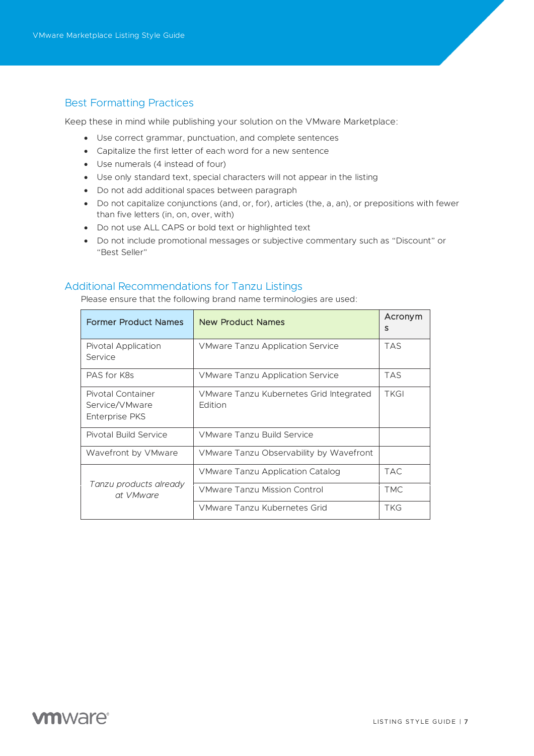## Best Formatting Practices

Keep these in mind while publishing your solution on the VMware Marketplace:

- Use correct grammar, punctuation, and complete sentences
- Capitalize the first letter of each word for a new sentence
- Use numerals (4 instead of four)
- Use only standard text, special characters will not appear in the listing
- Do not add additional spaces between paragraph
- Do not capitalize conjunctions (and, or, for), articles (the, a, an), or prepositions with fewer than five letters (in, on, over, with)
- Do not use ALL CAPS or bold text or highlighted text
- Do not include promotional messages or subjective commentary such as "Discount" or "Best Seller"

## Additional Recommendations for Tanzu Listings

Please ensure that the following brand name terminologies are used:

| Former Product Names | New Product Names | Acronyms |
|---|---|---|
| Pivotal Application Service | VMware Tanzu Application Service | TAS |
| PAS for K8s | VMware Tanzu Application Service | TAS |
| Pivotal Container Service/VMware Enterprise PKS | VMware Tanzu Kubernetes Grid Integrated Edition | TKGI |
| Pivotal Build Service | VMware Tanzu Build Service | |
| Wavefront by VMware | VMware Tanzu Observability by Wavefront | |
| *Tanzu products already at VMware* | VMware Tanzu Application Catalog | TAC |
| | VMware Tanzu Mission Control | TMC |
| | VMware Tanzu Kubernetes Grid | TKG |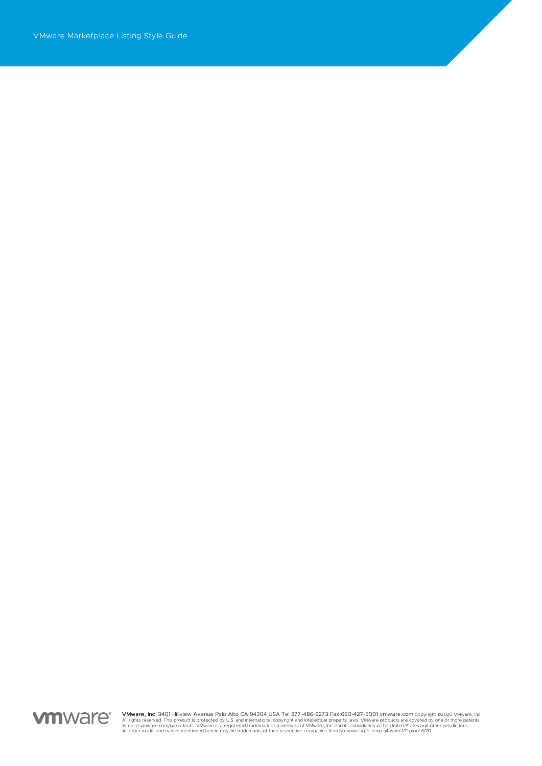**VMware, Inc.** 3401 Hillview Avenue Palo Alto CA 94304 USA Tel 877-486-9273 Fax 650-427-5001 vmware.com Copyright ©2020 VMware, Inc. All rights reserved. This product is protected by U.S. and international copyright and intellectual property laws. VMware products are covered by one or more patents listed at vmware.com/go/patents. VMware is a registered trademark or trademark of VMware, Inc. and its subsidiaries in the United States and other jurisdictions. All other marks and names mentioned herein may be trademarks of their respective companies. Item No: vmw-faq-1c-temp-a4-word-101-proof 6/20